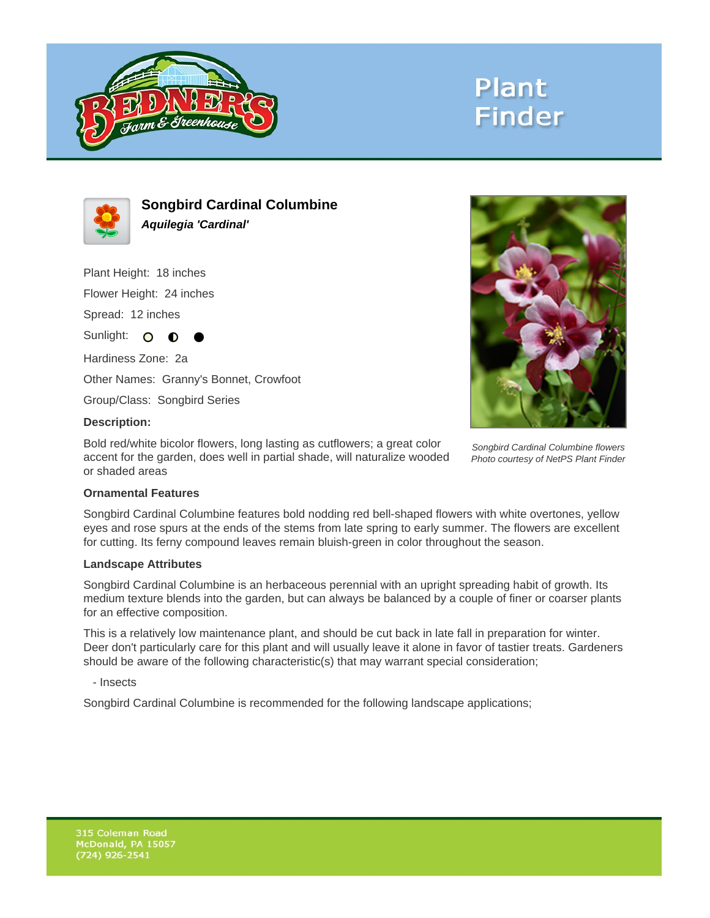Plant Finder

## Songbird Cardinal Columbine

***Aquilegia 'Cardinal'***

Plant Height: 18 inches

Flower Height: 24 inches

Spread: 12 inches

Sunlight: ○ ◐ ●

Hardiness Zone: 2a

Other Names: Granny's Bonnet, Crowfoot

Group/Class: Songbird Series

**Description:**

Bold red/white bicolor flowers, long lasting as cutflowers; a great color accent for the garden, does well in partial shade, will naturalize wooded or shaded areas

*Songbird Cardinal Columbine flowers*
*Photo courtesy of NetPS Plant Finder*

### Ornamental Features

Songbird Cardinal Columbine features bold nodding red bell-shaped flowers with white overtones, yellow eyes and rose spurs at the ends of the stems from late spring to early summer. The flowers are excellent for cutting. Its ferny compound leaves remain bluish-green in color throughout the season.

### Landscape Attributes

Songbird Cardinal Columbine is an herbaceous perennial with an upright spreading habit of growth. Its medium texture blends into the garden, but can always be balanced by a couple of finer or coarser plants for an effective composition.

This is a relatively low maintenance plant, and should be cut back in late fall in preparation for winter. Deer don't particularly care for this plant and will usually leave it alone in favor of tastier treats. Gardeners should be aware of the following characteristic(s) that may warrant special consideration;

- Insects

Songbird Cardinal Columbine is recommended for the following landscape applications;

315 Coleman Road
McDonald, PA 15057
(724) 926-2541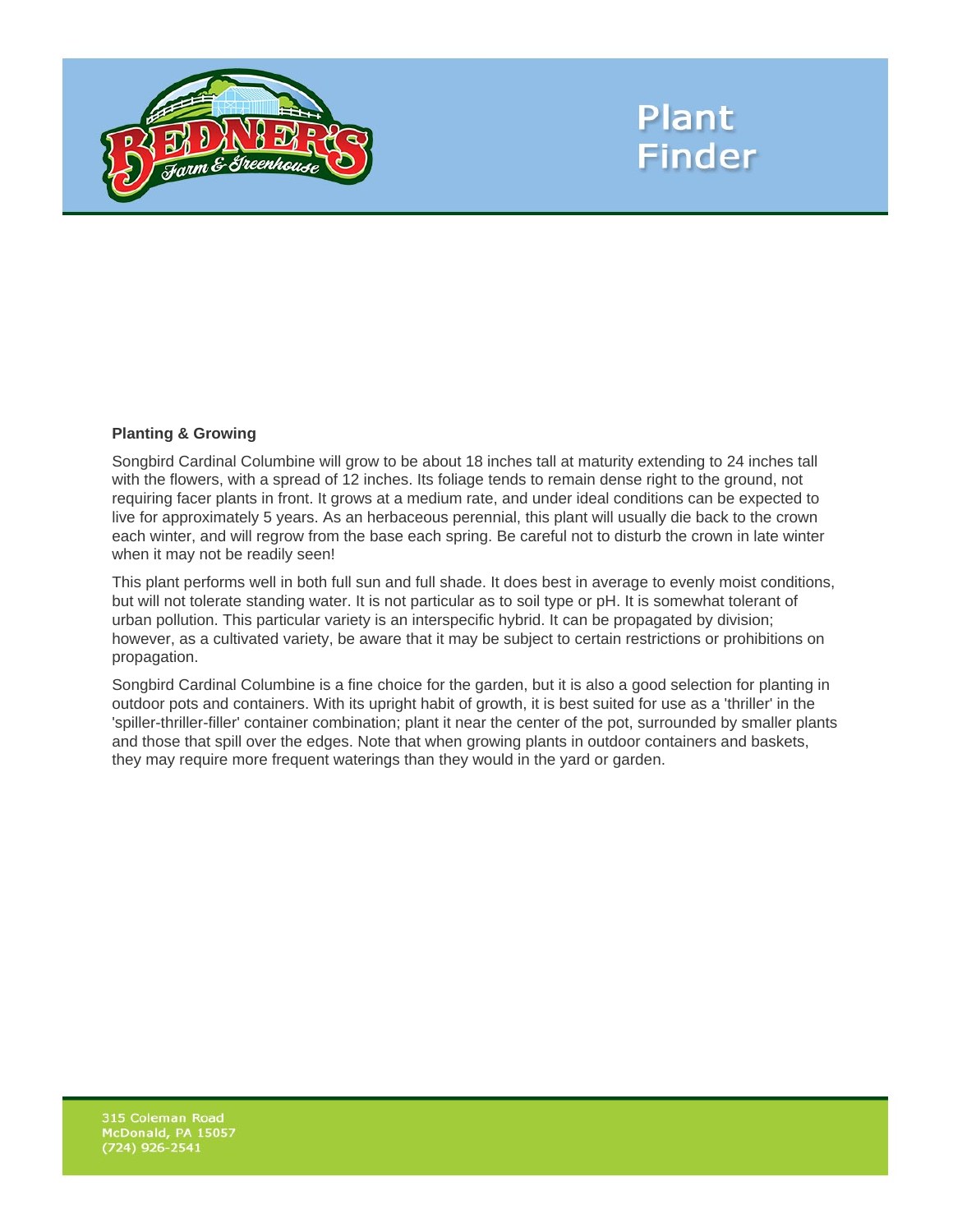### Planting & Growing

Songbird Cardinal Columbine will grow to be about 18 inches tall at maturity extending to 24 inches tall with the flowers, with a spread of 12 inches. Its foliage tends to remain dense right to the ground, not requiring facer plants in front. It grows at a medium rate, and under ideal conditions can be expected to live for approximately 5 years. As an herbaceous perennial, this plant will usually die back to the crown each winter, and will regrow from the base each spring. Be careful not to disturb the crown in late winter when it may not be readily seen!

This plant performs well in both full sun and full shade. It does best in average to evenly moist conditions, but will not tolerate standing water. It is not particular as to soil type or pH. It is somewhat tolerant of urban pollution. This particular variety is an interspecific hybrid. It can be propagated by division; however, as a cultivated variety, be aware that it may be subject to certain restrictions or prohibitions on propagation.

Songbird Cardinal Columbine is a fine choice for the garden, but it is also a good selection for planting in outdoor pots and containers. With its upright habit of growth, it is best suited for use as a 'thriller' in the 'spiller-thriller-filler' container combination; plant it near the center of the pot, surrounded by smaller plants and those that spill over the edges. Note that when growing plants in outdoor containers and baskets, they may require more frequent waterings than they would in the yard or garden.